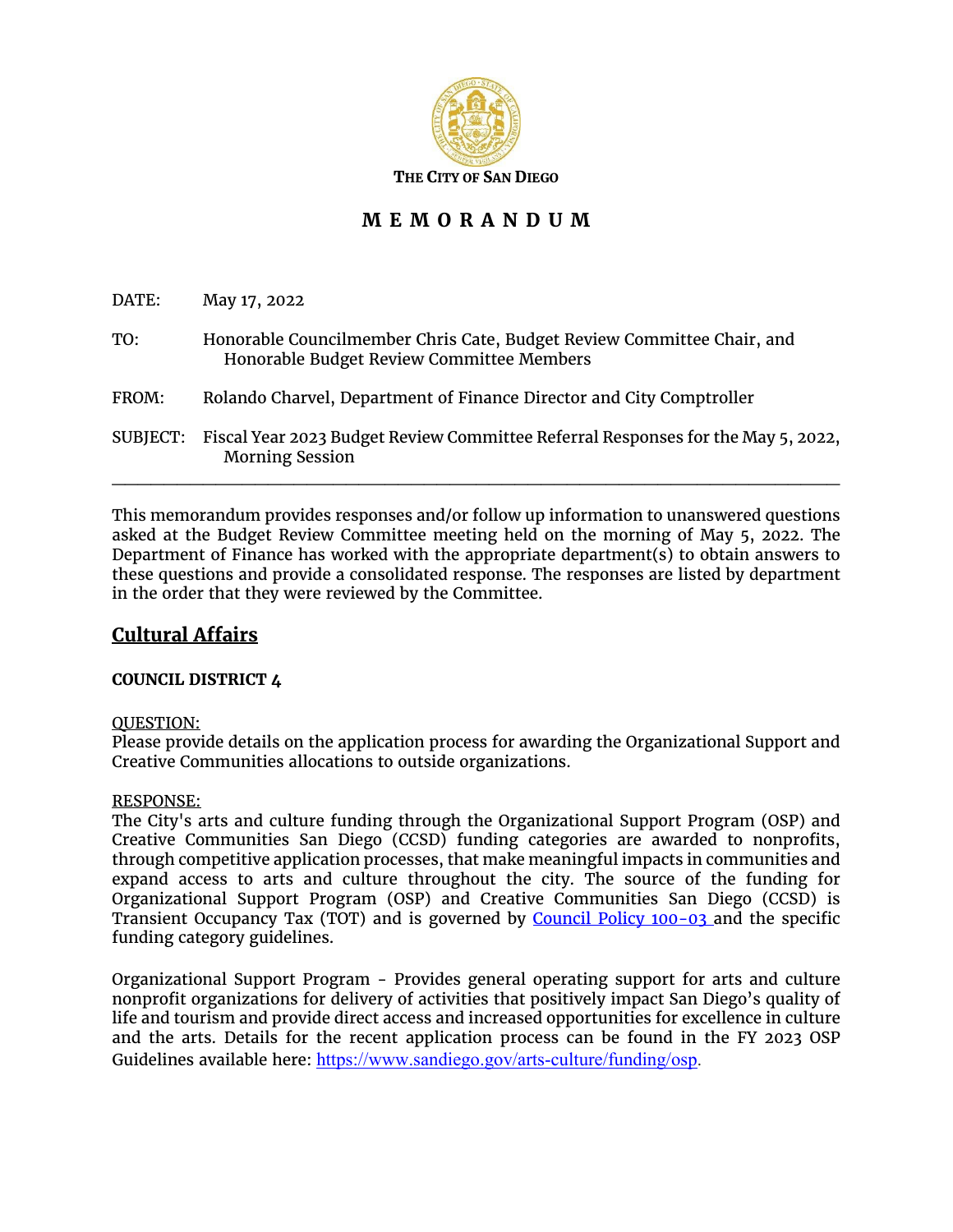**THE CITY OF SAN DIEGO**

# MEMORANDUM

DATE: May 17, 2022

TO: Honorable Councilmember Chris Cate, Budget Review Committee Chair, and Honorable Budget Review Committee Members

FROM: Rolando Charvel, Department of Finance Director and City Comptroller

SUBJECT: Fiscal Year 2023 Budget Review Committee Referral Responses for the May 5, 2022, Morning Session

---

This memorandum provides responses and/or follow up information to unanswered questions asked at the Budget Review Committee meeting held on the morning of May 5, 2022. The Department of Finance has worked with the appropriate department(s) to obtain answers to these questions and provide a consolidated response. The responses are listed by department in the order that they were reviewed by the Committee.

## Cultural Affairs

**COUNCIL DISTRICT 4**

QUESTION:
Please provide details on the application process for awarding the Organizational Support and Creative Communities allocations to outside organizations.

RESPONSE:
The City's arts and culture funding through the Organizational Support Program (OSP) and Creative Communities San Diego (CCSD) funding categories are awarded to nonprofits, through competitive application processes, that make meaningful impacts in communities and expand access to arts and culture throughout the city. The source of the funding for Organizational Support Program (OSP) and Creative Communities San Diego (CCSD) is Transient Occupancy Tax (TOT) and is governed by Council Policy 100-03 and the specific funding category guidelines.

Organizational Support Program - Provides general operating support for arts and culture nonprofit organizations for delivery of activities that positively impact San Diego's quality of life and tourism and provide direct access and increased opportunities for excellence in culture and the arts. Details for the recent application process can be found in the FY 2023 OSP Guidelines available here: https://www.sandiego.gov/arts-culture/funding/osp.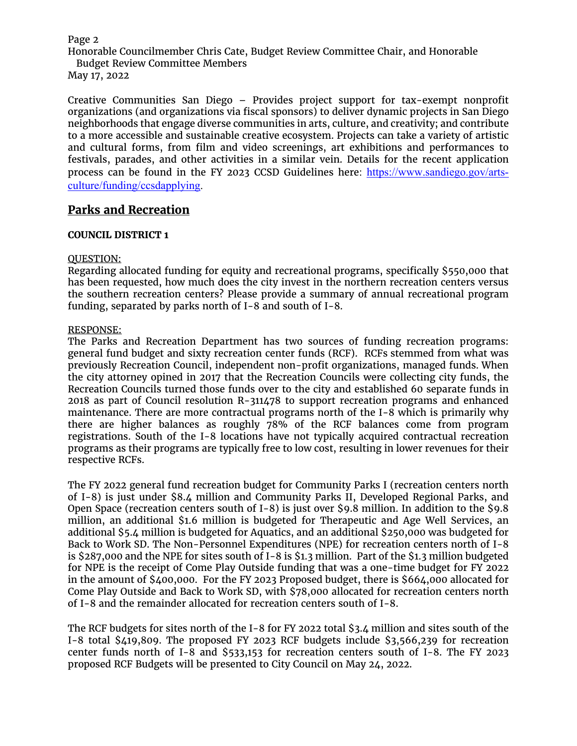Creative Communities San Diego – Provides project support for tax-exempt nonprofit organizations (and organizations via fiscal sponsors) to deliver dynamic projects in San Diego neighborhoods that engage diverse communities in arts, culture, and creativity; and contribute to a more accessible and sustainable creative ecosystem. Projects can take a variety of artistic and cultural forms, from film and video screenings, art exhibitions and performances to festivals, parades, and other activities in a similar vein. Details for the recent application process can be found in the FY 2023 CCSD Guidelines here: [https://www.sandiego.gov/arts-culture/funding/ccsdapplying](https://www.sandiego.gov/arts-culture/funding/ccsdapplying).

## Parks and Recreation

**COUNCIL DISTRICT 1**

QUESTION:
Regarding allocated funding for equity and recreational programs, specifically $550,000 that has been requested, how much does the city invest in the northern recreation centers versus the southern recreation centers? Please provide a summary of annual recreational program funding, separated by parks north of I-8 and south of I-8.

RESPONSE:
The Parks and Recreation Department has two sources of funding recreation programs: general fund budget and sixty recreation center funds (RCF). RCFs stemmed from what was previously Recreation Council, independent non-profit organizations, managed funds. When the city attorney opined in 2017 that the Recreation Councils were collecting city funds, the Recreation Councils turned those funds over to the city and established 60 separate funds in 2018 as part of Council resolution R-311478 to support recreation programs and enhanced maintenance. There are more contractual programs north of the I-8 which is primarily why there are higher balances as roughly 78% of the RCF balances come from program registrations. South of the I-8 locations have not typically acquired contractual recreation programs as their programs are typically free to low cost, resulting in lower revenues for their respective RCFs.

The FY 2022 general fund recreation budget for Community Parks I (recreation centers north of I-8) is just under $8.4 million and Community Parks II, Developed Regional Parks, and Open Space (recreation centers south of I-8) is just over $9.8 million. In addition to the $9.8 million, an additional $1.6 million is budgeted for Therapeutic and Age Well Services, an additional $5.4 million is budgeted for Aquatics, and an additional $250,000 was budgeted for Back to Work SD. The Non-Personnel Expenditures (NPE) for recreation centers north of I-8 is $287,000 and the NPE for sites south of I-8 is $1.3 million. Part of the $1.3 million budgeted for NPE is the receipt of Come Play Outside funding that was a one-time budget for FY 2022 in the amount of $400,000. For the FY 2023 Proposed budget, there is $664,000 allocated for Come Play Outside and Back to Work SD, with $78,000 allocated for recreation centers north of I-8 and the remainder allocated for recreation centers south of I-8.

The RCF budgets for sites north of the I-8 for FY 2022 total $3.4 million and sites south of the I-8 total $419,809. The proposed FY 2023 RCF budgets include $3,566,239 for recreation center funds north of I-8 and $533,153 for recreation centers south of I-8. The FY 2023 proposed RCF Budgets will be presented to City Council on May 24, 2022.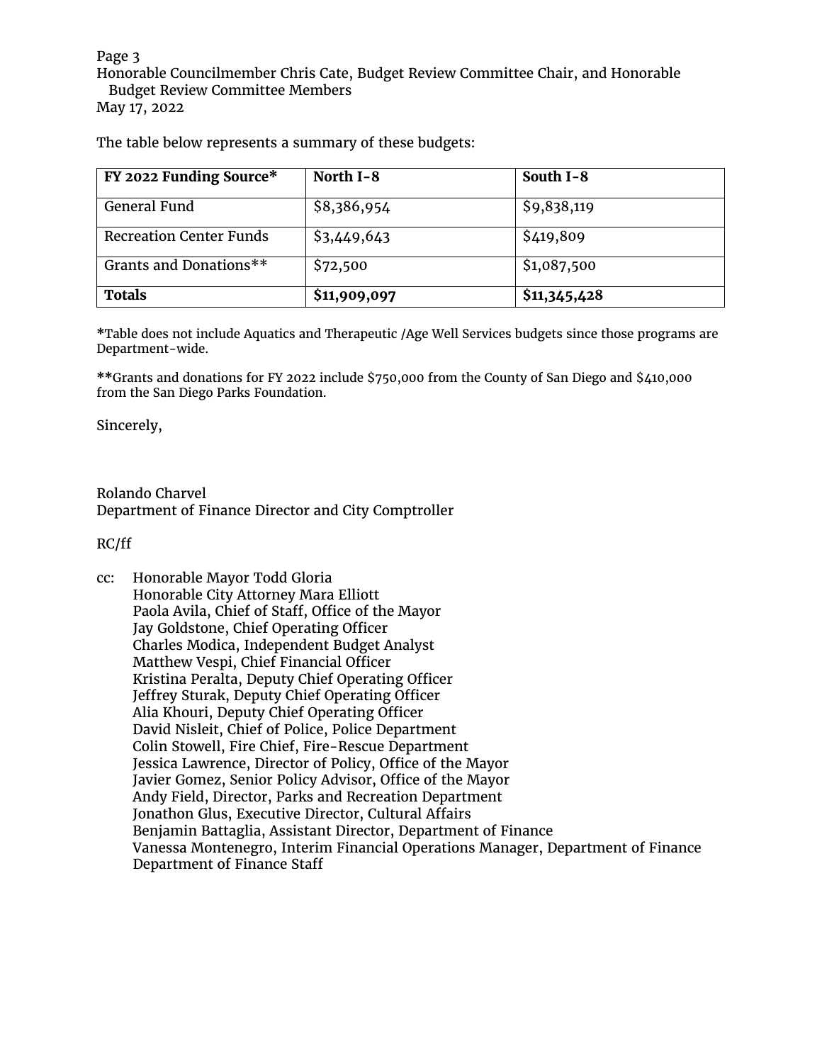Honorable Councilmember Chris Cate, Budget Review Committee Chair, and Honorable Budget Review Committee Members
May 17, 2022

The table below represents a summary of these budgets:

| FY 2022 Funding Source* | North I-8 | South I-8 |
|---|---|---|
| General Fund | $8,386,954 | $9,838,119 |
| Recreation Center Funds | $3,449,643 | $419,809 |
| Grants and Donations** | $72,500 | $1,087,500 |
| **Totals** | **$11,909,097** | **$11,345,428** |

***Table does not include Aquatics and Therapeutic /Age Well Services budgets since those programs are Department-wide.

****Grants and donations for FY 2022 include $750,000 from the County of San Diego and $410,000 from the San Diego Parks Foundation.

Sincerely,

Rolando Charvel
Department of Finance Director and City Comptroller

RC/ff

cc: Honorable Mayor Todd Gloria
Honorable City Attorney Mara Elliott
Paola Avila, Chief of Staff, Office of the Mayor
Jay Goldstone, Chief Operating Officer
Charles Modica, Independent Budget Analyst
Matthew Vespi, Chief Financial Officer
Kristina Peralta, Deputy Chief Operating Officer
Jeffrey Sturak, Deputy Chief Operating Officer
Alia Khouri, Deputy Chief Operating Officer
David Nisleit, Chief of Police, Police Department
Colin Stowell, Fire Chief, Fire-Rescue Department
Jessica Lawrence, Director of Policy, Office of the Mayor
Javier Gomez, Senior Policy Advisor, Office of the Mayor
Andy Field, Director, Parks and Recreation Department
Jonathon Glus, Executive Director, Cultural Affairs
Benjamin Battaglia, Assistant Director, Department of Finance
Vanessa Montenegro, Interim Financial Operations Manager, Department of Finance
Department of Finance Staff